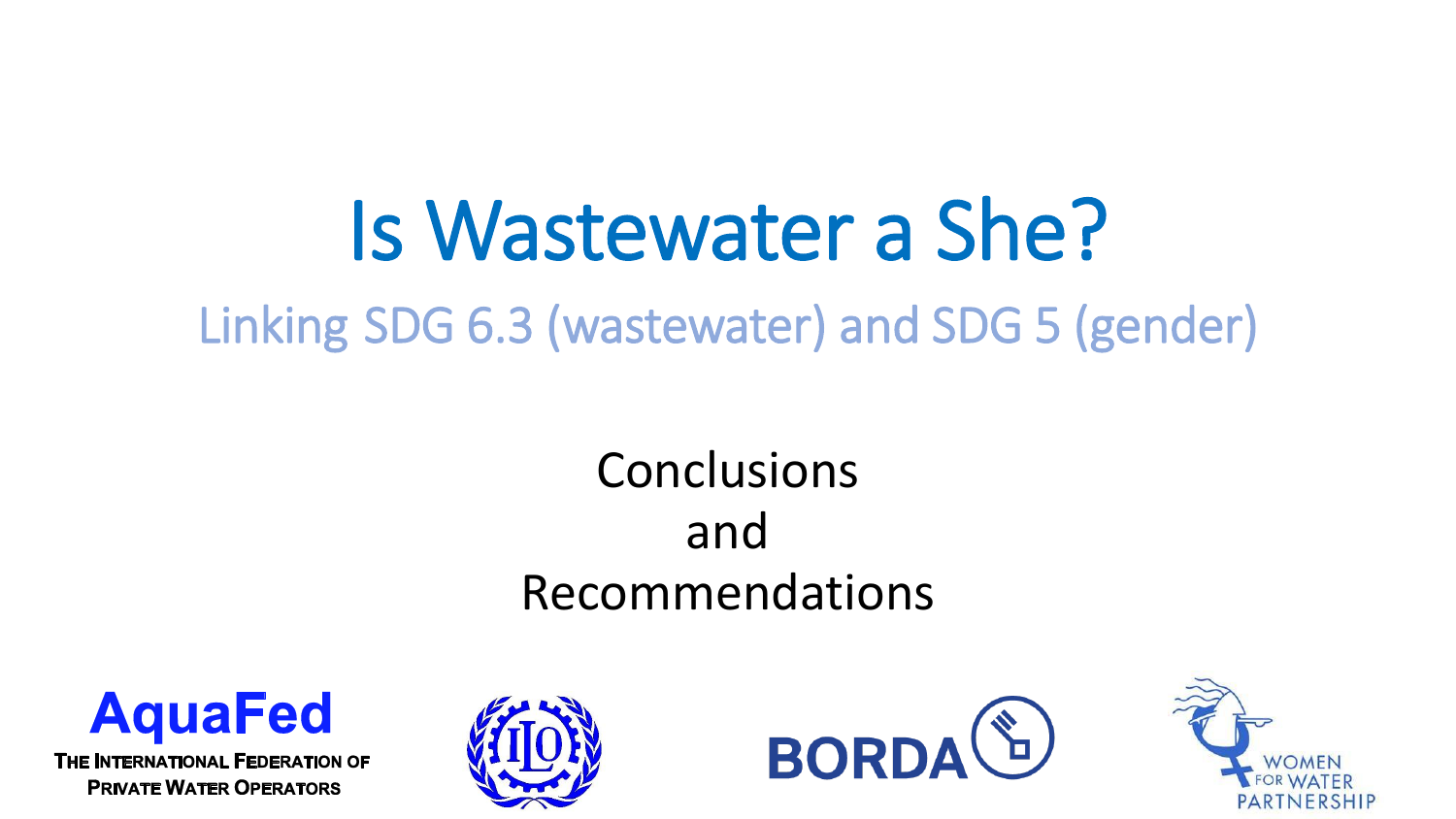# Is Wastewater a She?

## Linking SDG 6.3 (wastewater) and SDG 5 (gender)

Conclusions
and
Recommendations

AquaFed
THE INTERNATIONAL FEDERATION OF PRIVATE WATER OPERATORS

ILO

BORDA

WOMEN FOR WATER PARTNERSHIP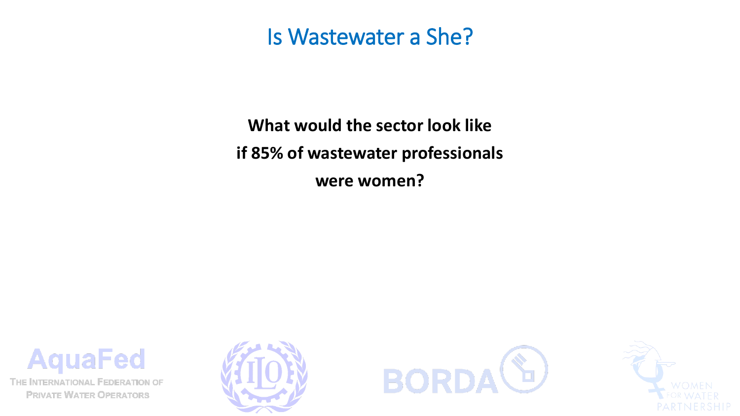# Is Wastewater a She?

**What would the sector look like if 85% of wastewater professionals were women?**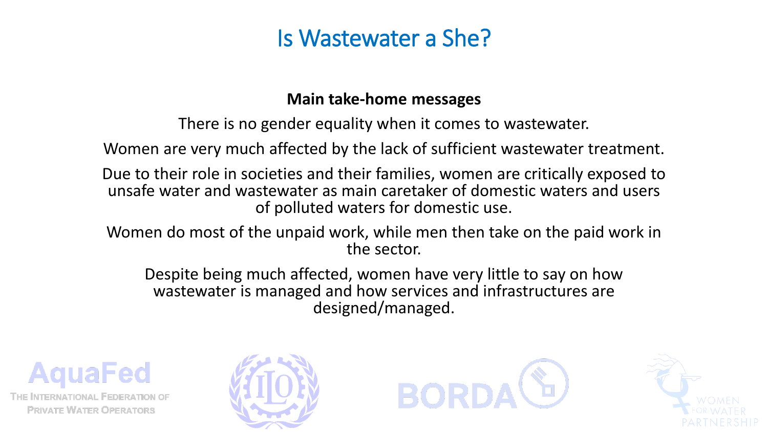# Is Wastewater a She?

**Main take-home messages**

There is no gender equality when it comes to wastewater.

Women are very much affected by the lack of sufficient wastewater treatment.

Due to their role in societies and their families, women are critically exposed to unsafe water and wastewater as main caretaker of domestic waters and users of polluted waters for domestic use.

Women do most of the unpaid work, while men then take on the paid work in the sector.

Despite being much affected, women have very little to say on how wastewater is managed and how services and infrastructures are designed/managed.

AquaFed
THE INTERNATIONAL FEDERATION OF PRIVATE WATER OPERATORS

BORDA

WOMEN FOR WATER PARTNERSHIP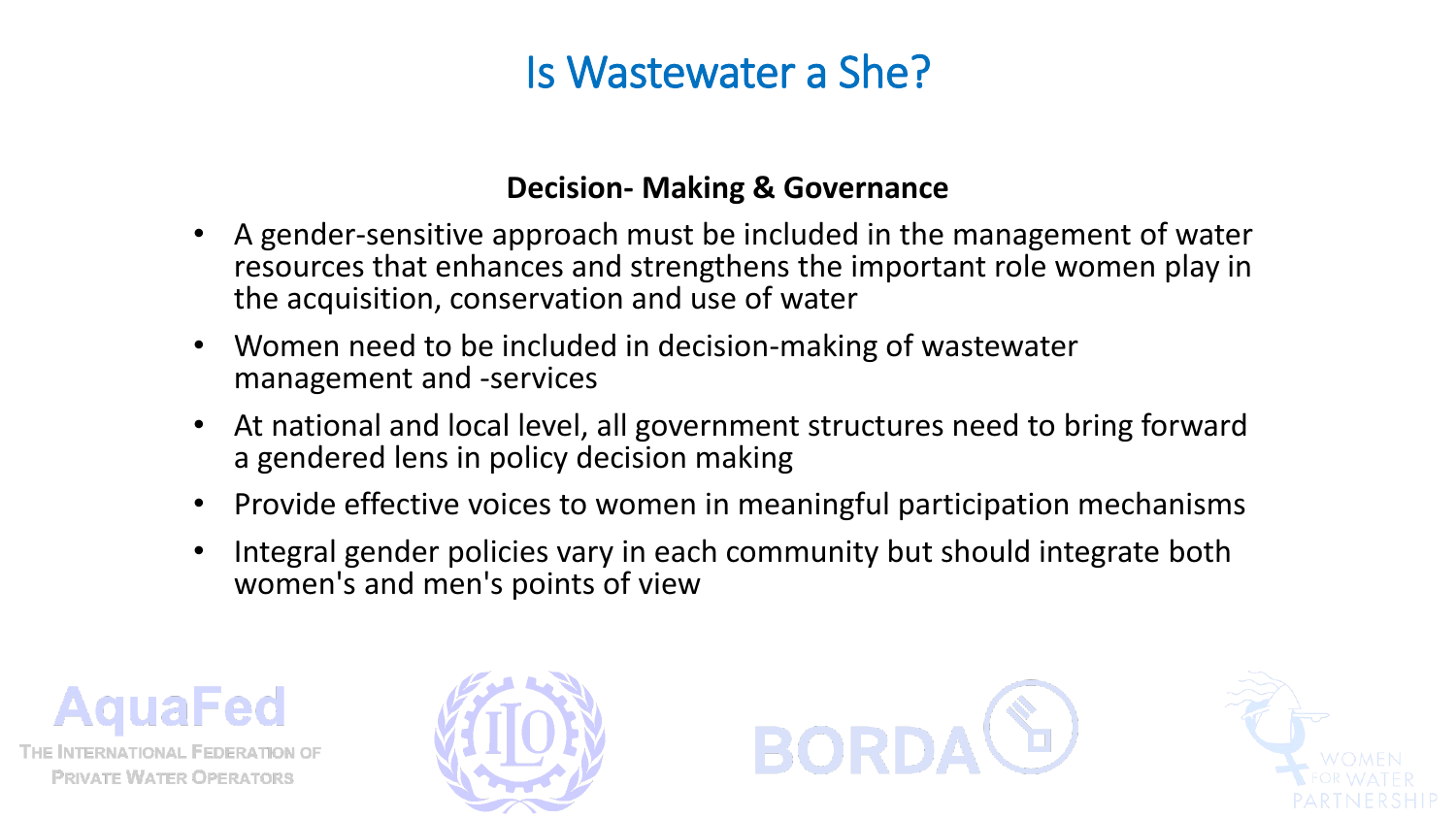# Is Wastewater a She?

**Decision- Making & Governance**

- A gender-sensitive approach must be included in the management of water resources that enhances and strengthens the important role women play in the acquisition, conservation and use of water
- Women need to be included in decision-making of wastewater management and -services
- At national and local level, all government structures need to bring forward a gendered lens in policy decision making
- Provide effective voices to women in meaningful participation mechanisms
- Integral gender policies vary in each community but should integrate both women's and men's points of view

AquaFed
THE INTERNATIONAL FEDERATION OF PRIVATE WATER OPERATORS

ILO

BORDA

WOMEN FOR WATER PARTNERSHIP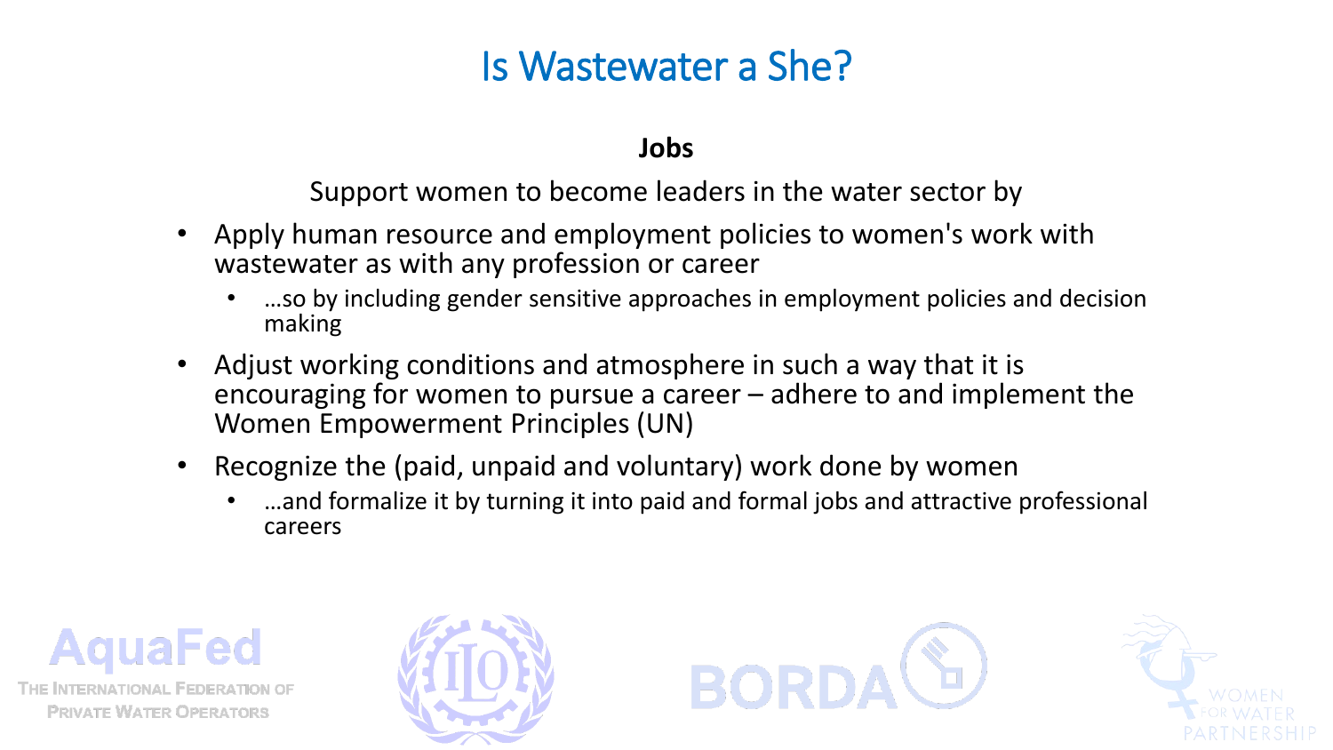# Is Wastewater a She?

**Jobs**

Support women to become leaders in the water sector by

- Apply human resource and employment policies to women's work with wastewater as with any profession or career
  - …so by including gender sensitive approaches in employment policies and decision making
- Adjust working conditions and atmosphere in such a way that it is encouraging for women to pursue a career – adhere to and implement the Women Empowerment Principles (UN)
- Recognize the (paid, unpaid and voluntary) work done by women
  - …and formalize it by turning it into paid and formal jobs and attractive professional careers

AquaFed
THE INTERNATIONAL FEDERATION OF PRIVATE WATER OPERATORS

ILO

BORDA

WOMEN FOR WATER PARTNERSHIP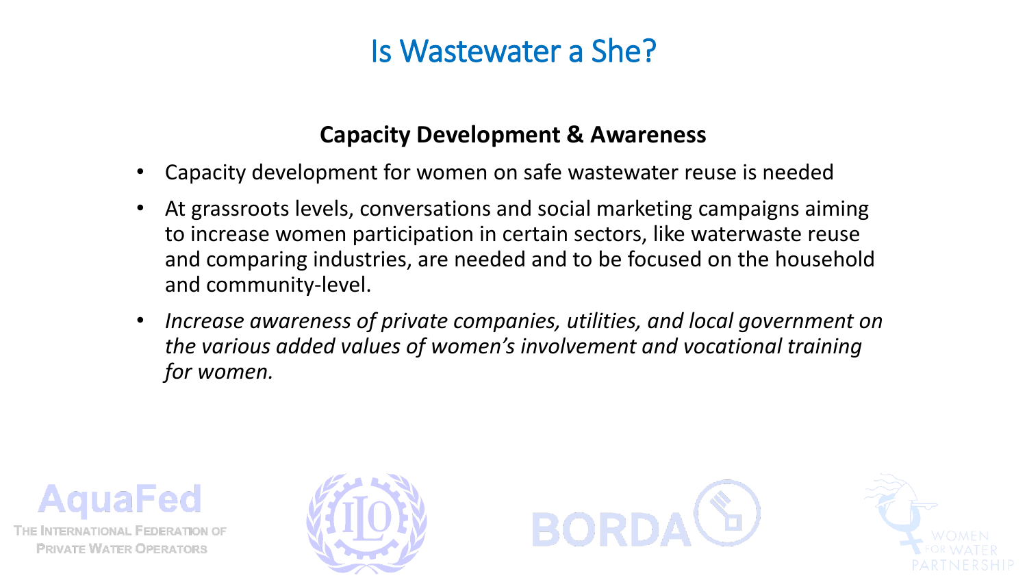# Is Wastewater a She?

## Capacity Development & Awareness

- Capacity development for women on safe wastewater reuse is needed
- At grassroots levels, conversations and social marketing campaigns aiming to increase women participation in certain sectors, like waterwaste reuse and comparing industries, are needed and to be focused on the household and community-level.
- *Increase awareness of private companies, utilities, and local government on the various added values of women's involvement and vocational training for women.*

AquaFed
THE INTERNATIONAL FEDERATION OF PRIVATE WATER OPERATORS

ILO

BORDA

WOMEN FOR WATER PARTNERSHIP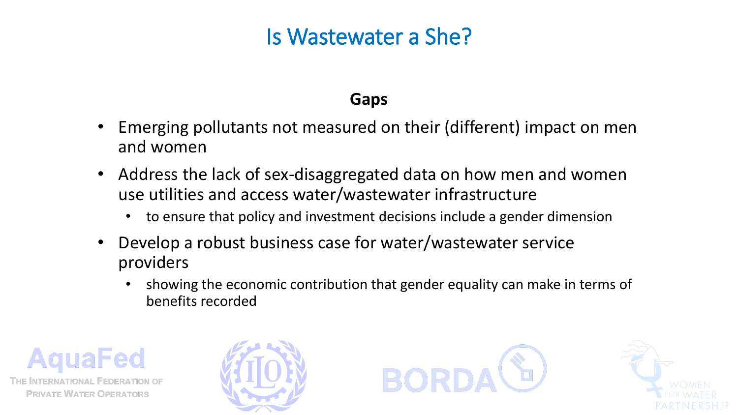# Is Wastewater a She?

**Gaps**

- Emerging pollutants not measured on their (different) impact on men and women
- Address the lack of sex-disaggregated data on how men and women use utilities and access water/wastewater infrastructure
  - to ensure that policy and investment decisions include a gender dimension
- Develop a robust business case for water/wastewater service providers
  - showing the economic contribution that gender equality can make in terms of benefits recorded

AquaFed
THE INTERNATIONAL FEDERATION OF PRIVATE WATER OPERATORS

ILO

BORDA

WOMEN FOR WATER PARTNERSHIP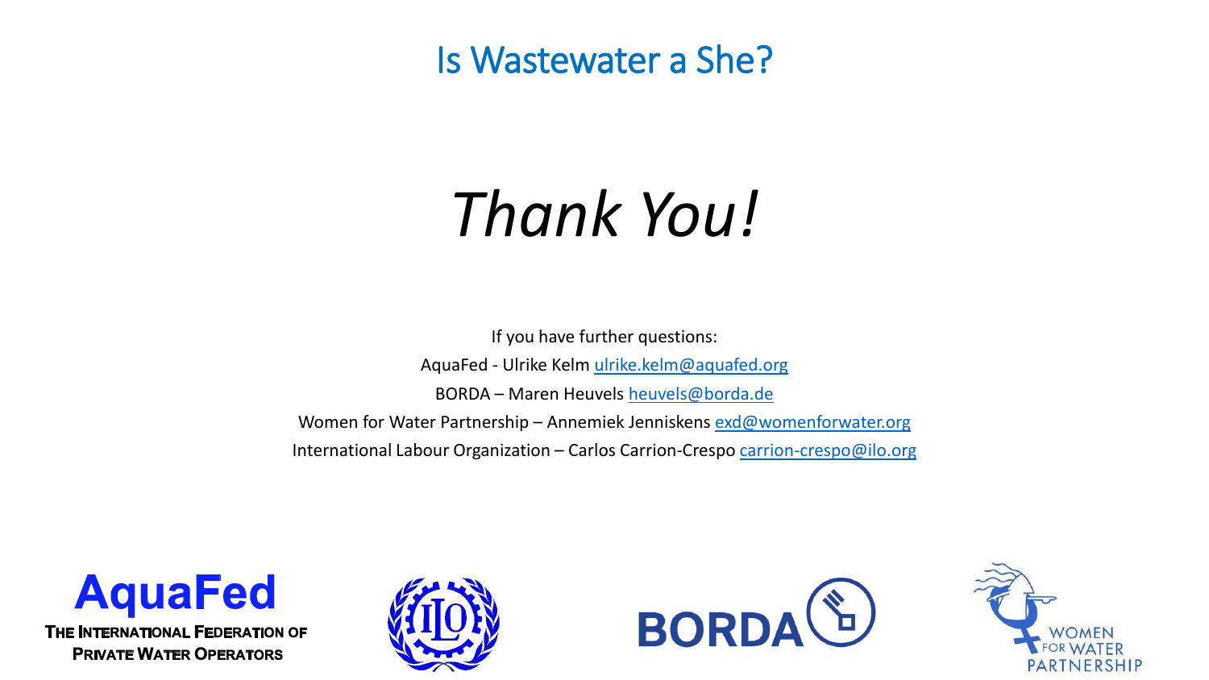# Is Wastewater a She?

*Thank You!*

If you have further questions:

AquaFed - Ulrike Kelm ulrike.kelm@aquafed.org

BORDA – Maren Heuvels heuvels@borda.de

Women for Water Partnership – Annemiek Jenniskens exd@womenforwater.org

International Labour Organization – Carlos Carrion-Crespo carrion-crespo@ilo.org

AquaFed
THE INTERNATIONAL FEDERATION OF PRIVATE WATER OPERATORS

ILO

BORDA

WOMEN FOR WATER PARTNERSHIP